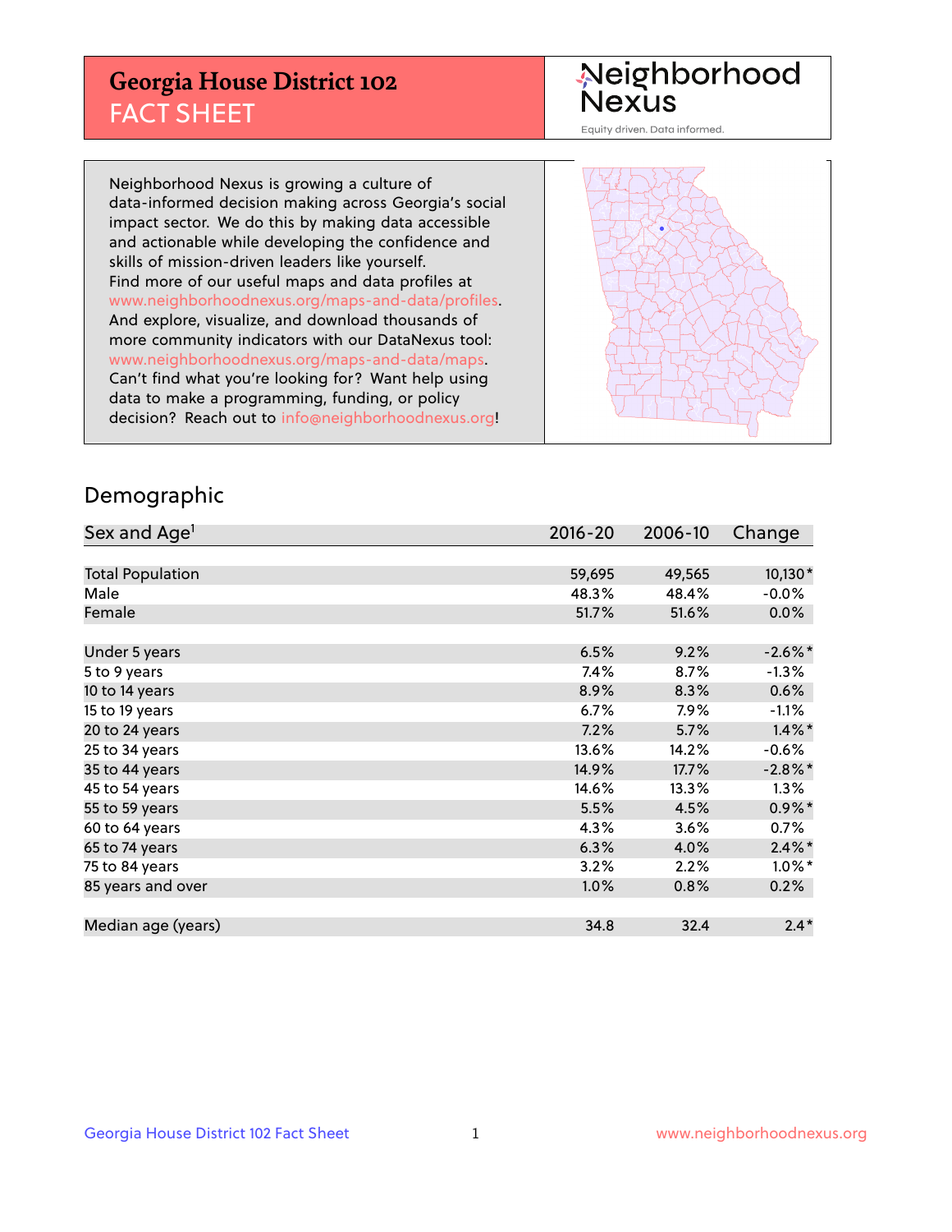# Georgia House District 102

## FACT SHEET

Neighborhood Nexus

Equity driven. Data informed.

Neighborhood Nexus is growing a culture of data-informed decision making across Georgia's social impact sector. We do this by making data accessible and actionable while developing the confidence and skills of mission-driven leaders like yourself. Find more of our useful maps and data profiles at www.neighborhoodnexus.org/maps-and-data/profiles. And explore, visualize, and download thousands of more community indicators with our DataNexus tool: www.neighborhoodnexus.org/maps-and-data/maps. Can't find what you're looking for? Want help using data to make a programming, funding, or policy decision? Reach out to info@neighborhoodnexus.org!

## Demographic

| Sex and Age[1] | 2016-20 | 2006-10 | Change |
|---|---|---|---|
| Total Population | 59,695 | 49,565 | 10,130* |
| Male | 48.3% | 48.4% | -0.0% |
| Female | 51.7% | 51.6% | 0.0% |
| | | | |
| Under 5 years | 6.5% | 9.2% | -2.6%* |
| 5 to 9 years | 7.4% | 8.7% | -1.3% |
| 10 to 14 years | 8.9% | 8.3% | 0.6% |
| 15 to 19 years | 6.7% | 7.9% | -1.1% |
| 20 to 24 years | 7.2% | 5.7% | 1.4%* |
| 25 to 34 years | 13.6% | 14.2% | -0.6% |
| 35 to 44 years | 14.9% | 17.7% | -2.8%* |
| 45 to 54 years | 14.6% | 13.3% | 1.3% |
| 55 to 59 years | 5.5% | 4.5% | 0.9%* |
| 60 to 64 years | 4.3% | 3.6% | 0.7% |
| 65 to 74 years | 6.3% | 4.0% | 2.4%* |
| 75 to 84 years | 3.2% | 2.2% | 1.0%* |
| 85 years and over | 1.0% | 0.8% | 0.2% |
| | | | |
| Median age (years) | 34.8 | 32.4 | 2.4* |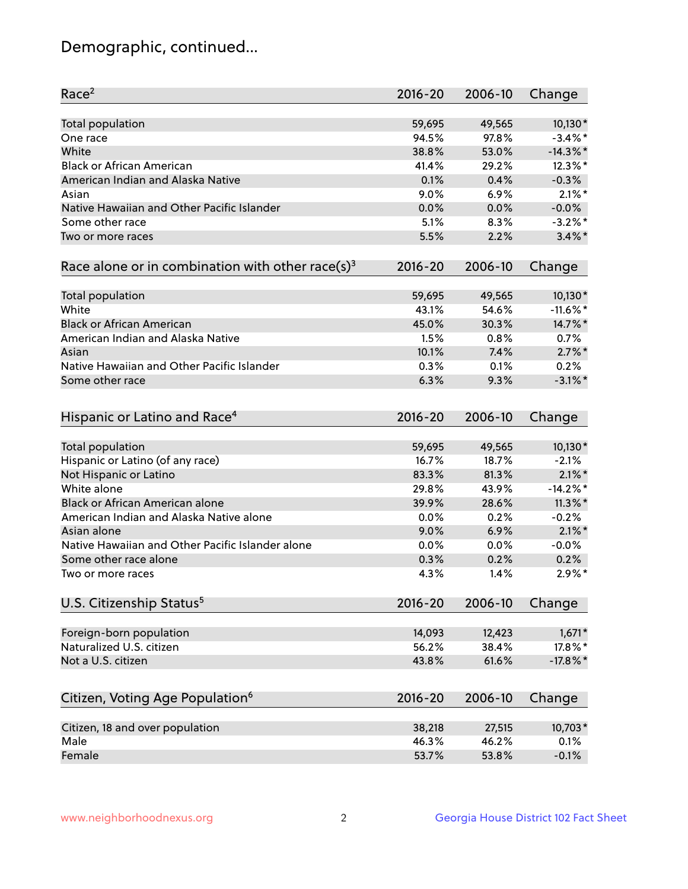# Demographic, continued...

| Race[2] | 2016-20 | 2006-10 | Change |
|---|---|---|---|
| Total population | 59,695 | 49,565 | 10,130* |
| One race | 94.5% | 97.8% | -3.4%* |
| White | 38.8% | 53.0% | -14.3%* |
| Black or African American | 41.4% | 29.2% | 12.3%* |
| American Indian and Alaska Native | 0.1% | 0.4% | -0.3% |
| Asian | 9.0% | 6.9% | 2.1%* |
| Native Hawaiian and Other Pacific Islander | 0.0% | 0.0% | -0.0% |
| Some other race | 5.1% | 8.3% | -3.2%* |
| Two or more races | 5.5% | 2.2% | 3.4%* |

| Race alone or in combination with other race(s)[3] | 2016-20 | 2006-10 | Change |
|---|---|---|---|
| Total population | 59,695 | 49,565 | 10,130* |
| White | 43.1% | 54.6% | -11.6%* |
| Black or African American | 45.0% | 30.3% | 14.7%* |
| American Indian and Alaska Native | 1.5% | 0.8% | 0.7% |
| Asian | 10.1% | 7.4% | 2.7%* |
| Native Hawaiian and Other Pacific Islander | 0.3% | 0.1% | 0.2% |
| Some other race | 6.3% | 9.3% | -3.1%* |

| Hispanic or Latino and Race[4] | 2016-20 | 2006-10 | Change |
|---|---|---|---|
| Total population | 59,695 | 49,565 | 10,130* |
| Hispanic or Latino (of any race) | 16.7% | 18.7% | -2.1% |
| Not Hispanic or Latino | 83.3% | 81.3% | 2.1%* |
| White alone | 29.8% | 43.9% | -14.2%* |
| Black or African American alone | 39.9% | 28.6% | 11.3%* |
| American Indian and Alaska Native alone | 0.0% | 0.2% | -0.2% |
| Asian alone | 9.0% | 6.9% | 2.1%* |
| Native Hawaiian and Other Pacific Islander alone | 0.0% | 0.0% | -0.0% |
| Some other race alone | 0.3% | 0.2% | 0.2% |
| Two or more races | 4.3% | 1.4% | 2.9%* |

| U.S. Citizenship Status[5] | 2016-20 | 2006-10 | Change |
|---|---|---|---|
| Foreign-born population | 14,093 | 12,423 | 1,671* |
| Naturalized U.S. citizen | 56.2% | 38.4% | 17.8%* |
| Not a U.S. citizen | 43.8% | 61.6% | -17.8%* |

| Citizen, Voting Age Population[6] | 2016-20 | 2006-10 | Change |
|---|---|---|---|
| Citizen, 18 and over population | 38,218 | 27,515 | 10,703* |
| Male | 46.3% | 46.2% | 0.1% |
| Female | 53.7% | 53.8% | -0.1% |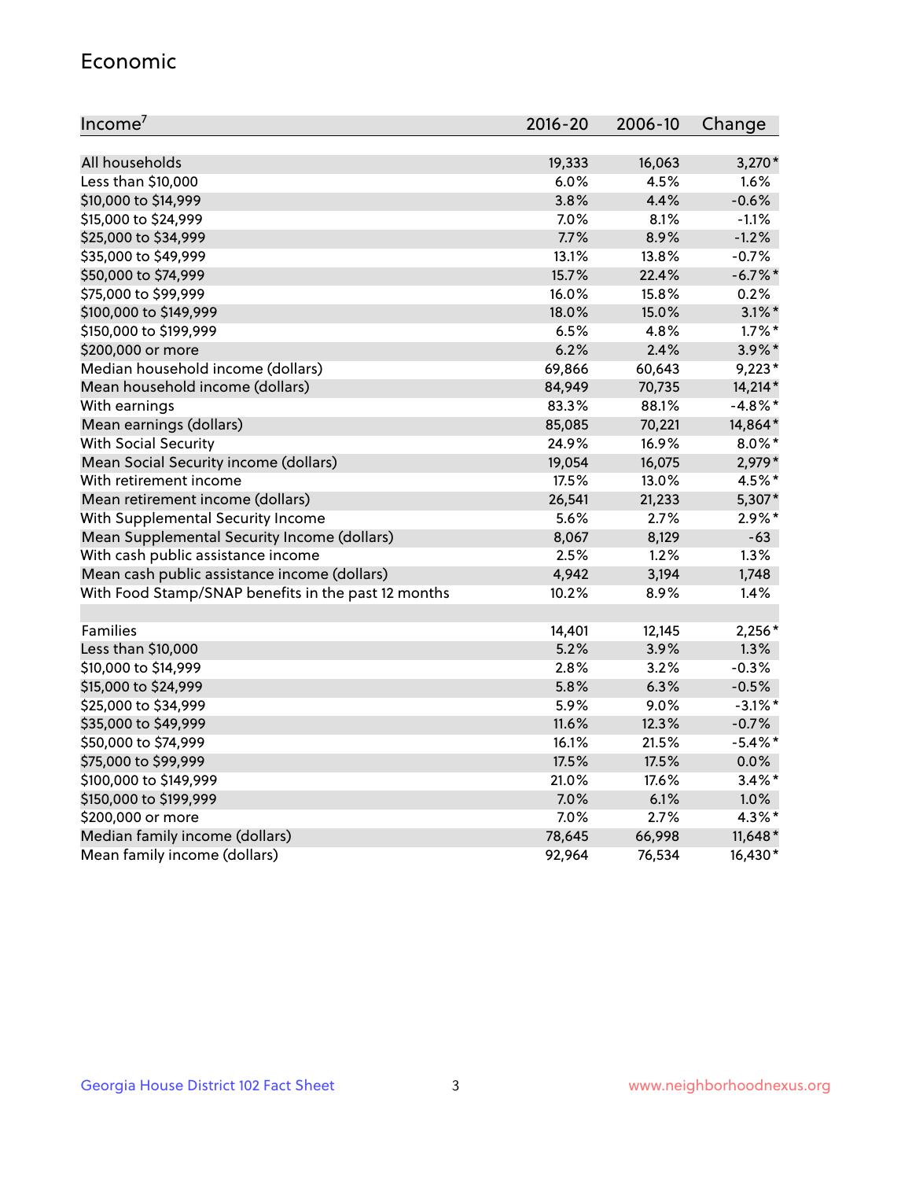## Economic

| Income[7] | 2016-20 | 2006-10 | Change |
|---|---|---|---|
| All households | 19,333 | 16,063 | 3,270* |
| Less than $10,000 | 6.0% | 4.5% | 1.6% |
| $10,000 to $14,999 | 3.8% | 4.4% | -0.6% |
| $15,000 to $24,999 | 7.0% | 8.1% | -1.1% |
| $25,000 to $34,999 | 7.7% | 8.9% | -1.2% |
| $35,000 to $49,999 | 13.1% | 13.8% | -0.7% |
| $50,000 to $74,999 | 15.7% | 22.4% | -6.7%* |
| $75,000 to $99,999 | 16.0% | 15.8% | 0.2% |
| $100,000 to $149,999 | 18.0% | 15.0% | 3.1%* |
| $150,000 to $199,999 | 6.5% | 4.8% | 1.7%* |
| $200,000 or more | 6.2% | 2.4% | 3.9%* |
| Median household income (dollars) | 69,866 | 60,643 | 9,223* |
| Mean household income (dollars) | 84,949 | 70,735 | 14,214* |
| With earnings | 83.3% | 88.1% | -4.8%* |
| Mean earnings (dollars) | 85,085 | 70,221 | 14,864* |
| With Social Security | 24.9% | 16.9% | 8.0%* |
| Mean Social Security income (dollars) | 19,054 | 16,075 | 2,979* |
| With retirement income | 17.5% | 13.0% | 4.5%* |
| Mean retirement income (dollars) | 26,541 | 21,233 | 5,307* |
| With Supplemental Security Income | 5.6% | 2.7% | 2.9%* |
| Mean Supplemental Security Income (dollars) | 8,067 | 8,129 | -63 |
| With cash public assistance income | 2.5% | 1.2% | 1.3% |
| Mean cash public assistance income (dollars) | 4,942 | 3,194 | 1,748 |
| With Food Stamp/SNAP benefits in the past 12 months | 10.2% | 8.9% | 1.4% |
| | | | |
| Families | 14,401 | 12,145 | 2,256* |
| Less than $10,000 | 5.2% | 3.9% | 1.3% |
| $10,000 to $14,999 | 2.8% | 3.2% | -0.3% |
| $15,000 to $24,999 | 5.8% | 6.3% | -0.5% |
| $25,000 to $34,999 | 5.9% | 9.0% | -3.1%* |
| $35,000 to $49,999 | 11.6% | 12.3% | -0.7% |
| $50,000 to $74,999 | 16.1% | 21.5% | -5.4%* |
| $75,000 to $99,999 | 17.5% | 17.5% | 0.0% |
| $100,000 to $149,999 | 21.0% | 17.6% | 3.4%* |
| $150,000 to $199,999 | 7.0% | 6.1% | 1.0% |
| $200,000 or more | 7.0% | 2.7% | 4.3%* |
| Median family income (dollars) | 78,645 | 66,998 | 11,648* |
| Mean family income (dollars) | 92,964 | 76,534 | 16,430* |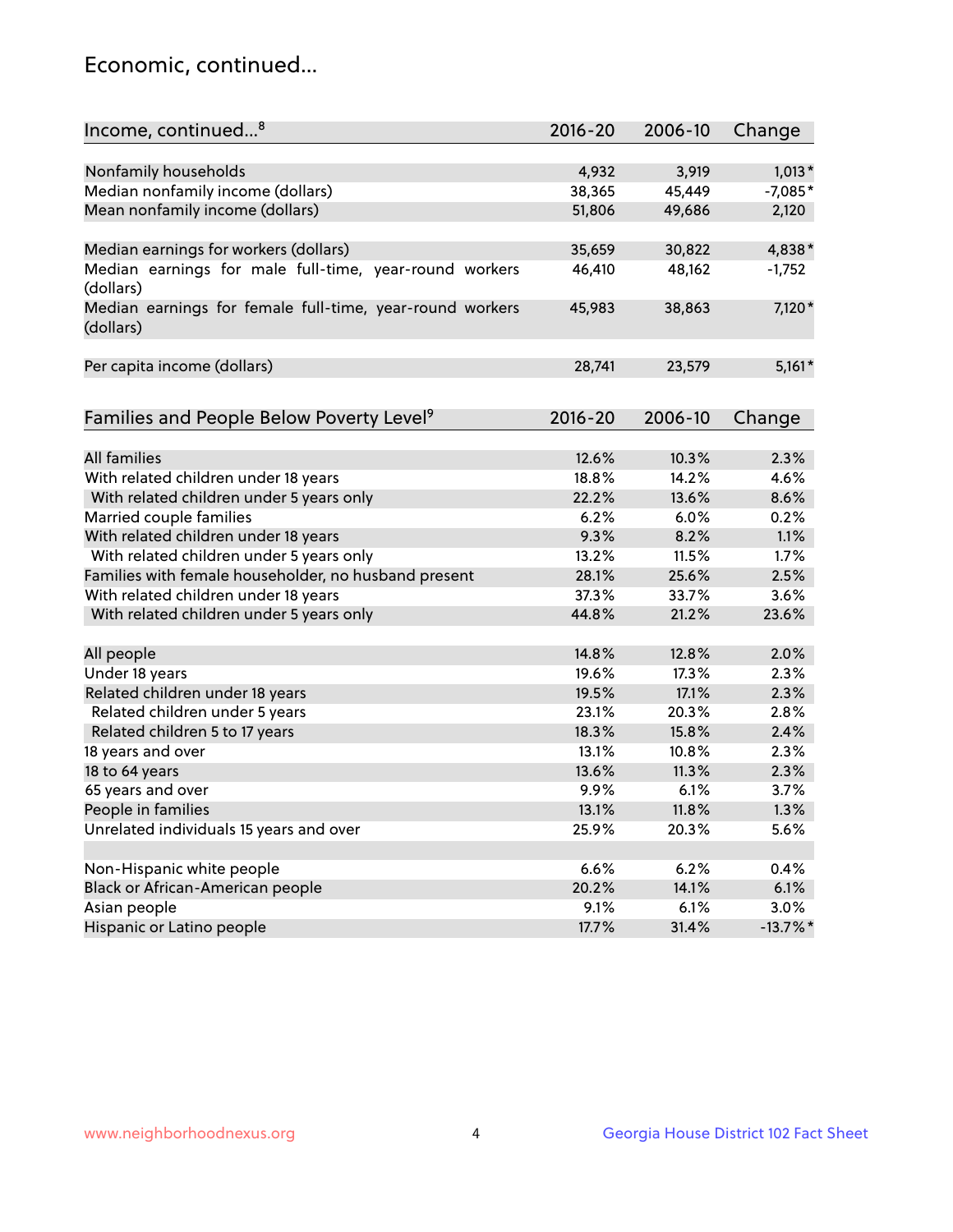## Economic, continued...

| Income, continued...[8] | 2016-20 | 2006-10 | Change |
|---|---|---|---|
| Nonfamily households | 4,932 | 3,919 | 1,013* |
| Median nonfamily income (dollars) | 38,365 | 45,449 | -7,085* |
| Mean nonfamily income (dollars) | 51,806 | 49,686 | 2,120 |
| Median earnings for workers (dollars) | 35,659 | 30,822 | 4,838* |
| Median earnings for male full-time, year-round workers (dollars) | 46,410 | 48,162 | -1,752 |
| Median earnings for female full-time, year-round workers (dollars) | 45,983 | 38,863 | 7,120* |
| Per capita income (dollars) | 28,741 | 23,579 | 5,161* |

| Families and People Below Poverty Level[9] | 2016-20 | 2006-10 | Change |
|---|---|---|---|
| All families | 12.6% | 10.3% | 2.3% |
| With related children under 18 years | 18.8% | 14.2% | 4.6% |
| With related children under 5 years only | 22.2% | 13.6% | 8.6% |
| Married couple families | 6.2% | 6.0% | 0.2% |
| With related children under 18 years | 9.3% | 8.2% | 1.1% |
| With related children under 5 years only | 13.2% | 11.5% | 1.7% |
| Families with female householder, no husband present | 28.1% | 25.6% | 2.5% |
| With related children under 18 years | 37.3% | 33.7% | 3.6% |
| With related children under 5 years only | 44.8% | 21.2% | 23.6% |
| All people | 14.8% | 12.8% | 2.0% |
| Under 18 years | 19.6% | 17.3% | 2.3% |
| Related children under 18 years | 19.5% | 17.1% | 2.3% |
| Related children under 5 years | 23.1% | 20.3% | 2.8% |
| Related children 5 to 17 years | 18.3% | 15.8% | 2.4% |
| 18 years and over | 13.1% | 10.8% | 2.3% |
| 18 to 64 years | 13.6% | 11.3% | 2.3% |
| 65 years and over | 9.9% | 6.1% | 3.7% |
| People in families | 13.1% | 11.8% | 1.3% |
| Unrelated individuals 15 years and over | 25.9% | 20.3% | 5.6% |
| Non-Hispanic white people | 6.6% | 6.2% | 0.4% |
| Black or African-American people | 20.2% | 14.1% | 6.1% |
| Asian people | 9.1% | 6.1% | 3.0% |
| Hispanic or Latino people | 17.7% | 31.4% | -13.7%* |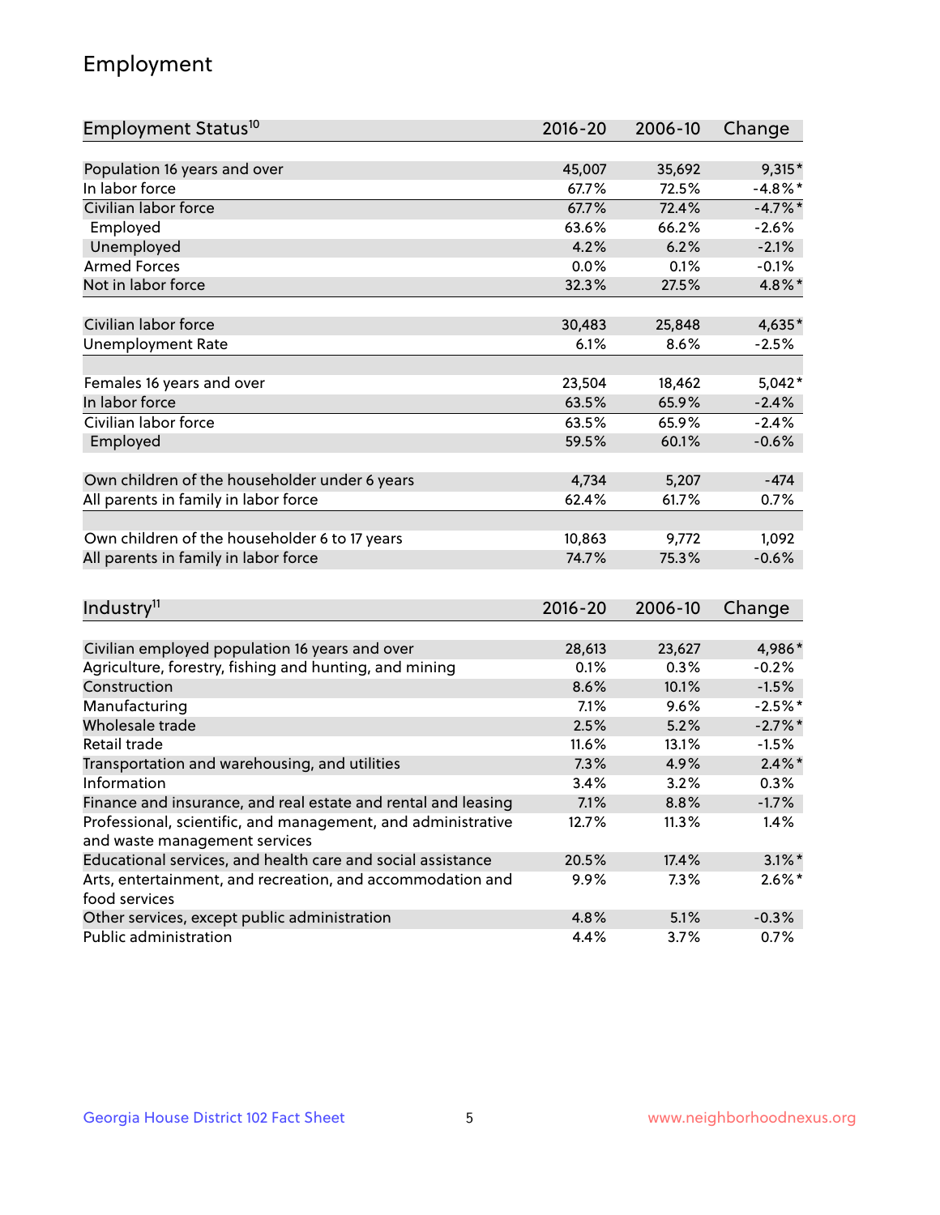# Employment

| Employment Status[10] | 2016-20 | 2006-10 | Change |
|---|---|---|---|
| Population 16 years and over | 45,007 | 35,692 | 9,315* |
| In labor force | 67.7% | 72.5% | -4.8%* |
| Civilian labor force | 67.7% | 72.4% | -4.7%* |
| Employed | 63.6% | 66.2% | -2.6% |
| Unemployed | 4.2% | 6.2% | -2.1% |
| Armed Forces | 0.0% | 0.1% | -0.1% |
| Not in labor force | 32.3% | 27.5% | 4.8%* |
| | | | |
| Civilian labor force | 30,483 | 25,848 | 4,635* |
| Unemployment Rate | 6.1% | 8.6% | -2.5% |
| | | | |
| Females 16 years and over | 23,504 | 18,462 | 5,042* |
| In labor force | 63.5% | 65.9% | -2.4% |
| Civilian labor force | 63.5% | 65.9% | -2.4% |
| Employed | 59.5% | 60.1% | -0.6% |
| | | | |
| Own children of the householder under 6 years | 4,734 | 5,207 | -474 |
| All parents in family in labor force | 62.4% | 61.7% | 0.7% |
| | | | |
| Own children of the householder 6 to 17 years | 10,863 | 9,772 | 1,092 |
| All parents in family in labor force | 74.7% | 75.3% | -0.6% |

| Industry[11] | 2016-20 | 2006-10 | Change |
|---|---|---|---|
| Civilian employed population 16 years and over | 28,613 | 23,627 | 4,986* |
| Agriculture, forestry, fishing and hunting, and mining | 0.1% | 0.3% | -0.2% |
| Construction | 8.6% | 10.1% | -1.5% |
| Manufacturing | 7.1% | 9.6% | -2.5%* |
| Wholesale trade | 2.5% | 5.2% | -2.7%* |
| Retail trade | 11.6% | 13.1% | -1.5% |
| Transportation and warehousing, and utilities | 7.3% | 4.9% | 2.4%* |
| Information | 3.4% | 3.2% | 0.3% |
| Finance and insurance, and real estate and rental and leasing | 7.1% | 8.8% | -1.7% |
| Professional, scientific, and management, and administrative and waste management services | 12.7% | 11.3% | 1.4% |
| Educational services, and health care and social assistance | 20.5% | 17.4% | 3.1%* |
| Arts, entertainment, and recreation, and accommodation and food services | 9.9% | 7.3% | 2.6%* |
| Other services, except public administration | 4.8% | 5.1% | -0.3% |
| Public administration | 4.4% | 3.7% | 0.7% |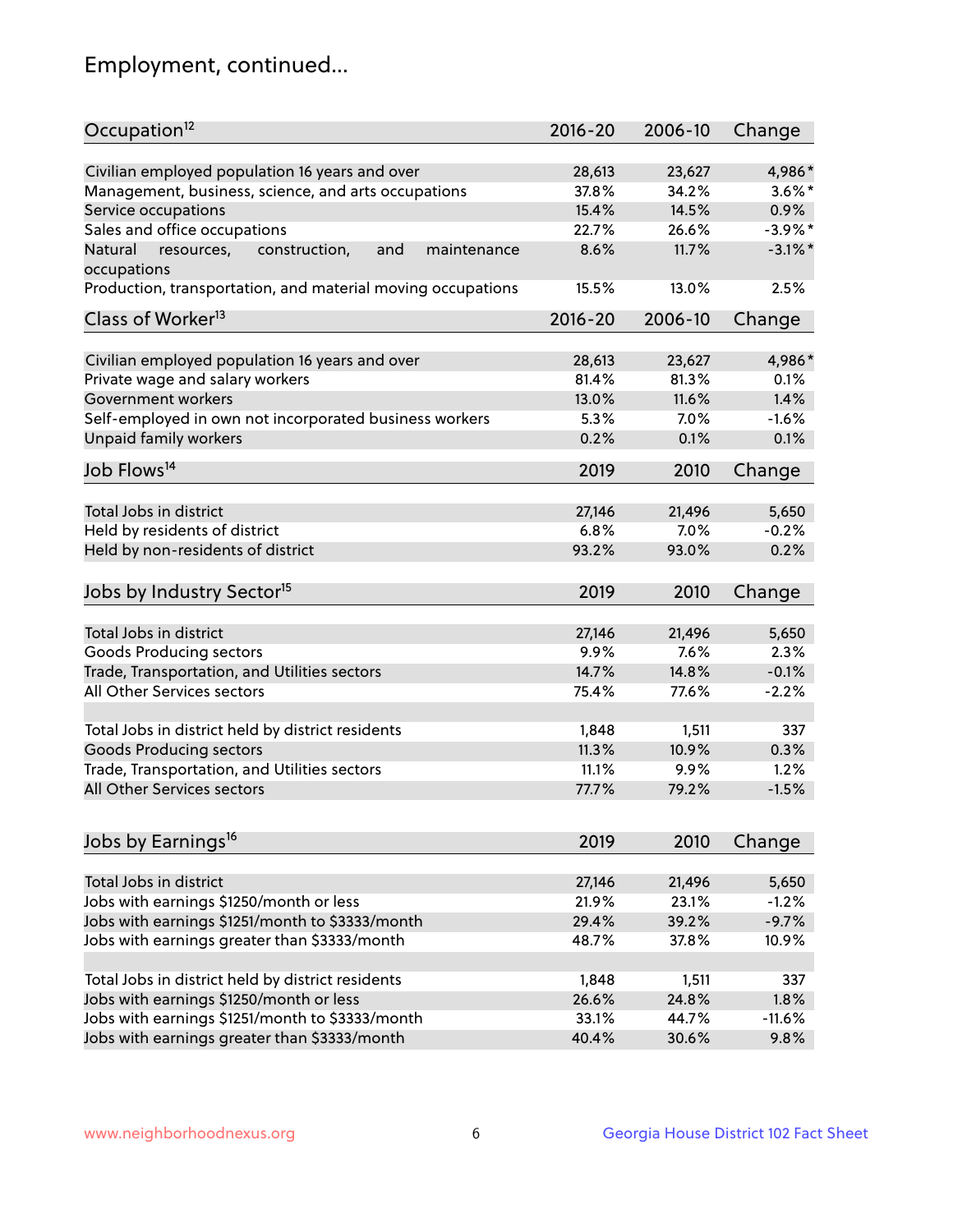## Employment, continued...

| Occupation[12] | 2016-20 | 2006-10 | Change |
|---|---|---|---|
| Civilian employed population 16 years and over | 28,613 | 23,627 | 4,986* |
| Management, business, science, and arts occupations | 37.8% | 34.2% | 3.6%* |
| Service occupations | 15.4% | 14.5% | 0.9% |
| Sales and office occupations | 22.7% | 26.6% | -3.9%* |
| Natural resources, construction, and maintenance occupations | 8.6% | 11.7% | -3.1%* |
| Production, transportation, and material moving occupations | 15.5% | 13.0% | 2.5% |

| Class of Worker[13] | 2016-20 | 2006-10 | Change |
|---|---|---|---|
| Civilian employed population 16 years and over | 28,613 | 23,627 | 4,986* |
| Private wage and salary workers | 81.4% | 81.3% | 0.1% |
| Government workers | 13.0% | 11.6% | 1.4% |
| Self-employed in own not incorporated business workers | 5.3% | 7.0% | -1.6% |
| Unpaid family workers | 0.2% | 0.1% | 0.1% |

| Job Flows[14] | 2019 | 2010 | Change |
|---|---|---|---|
| Total Jobs in district | 27,146 | 21,496 | 5,650 |
| Held by residents of district | 6.8% | 7.0% | -0.2% |
| Held by non-residents of district | 93.2% | 93.0% | 0.2% |

| Jobs by Industry Sector[15] | 2019 | 2010 | Change |
|---|---|---|---|
| Total Jobs in district | 27,146 | 21,496 | 5,650 |
| Goods Producing sectors | 9.9% | 7.6% | 2.3% |
| Trade, Transportation, and Utilities sectors | 14.7% | 14.8% | -0.1% |
| All Other Services sectors | 75.4% | 77.6% | -2.2% |
| | | | |
| Total Jobs in district held by district residents | 1,848 | 1,511 | 337 |
| Goods Producing sectors | 11.3% | 10.9% | 0.3% |
| Trade, Transportation, and Utilities sectors | 11.1% | 9.9% | 1.2% |
| All Other Services sectors | 77.7% | 79.2% | -1.5% |

| Jobs by Earnings[16] | 2019 | 2010 | Change |
|---|---|---|---|
| Total Jobs in district | 27,146 | 21,496 | 5,650 |
| Jobs with earnings $1250/month or less | 21.9% | 23.1% | -1.2% |
| Jobs with earnings $1251/month to $3333/month | 29.4% | 39.2% | -9.7% |
| Jobs with earnings greater than $3333/month | 48.7% | 37.8% | 10.9% |
| | | | |
| Total Jobs in district held by district residents | 1,848 | 1,511 | 337 |
| Jobs with earnings $1250/month or less | 26.6% | 24.8% | 1.8% |
| Jobs with earnings $1251/month to $3333/month | 33.1% | 44.7% | -11.6% |
| Jobs with earnings greater than $3333/month | 40.4% | 30.6% | 9.8% |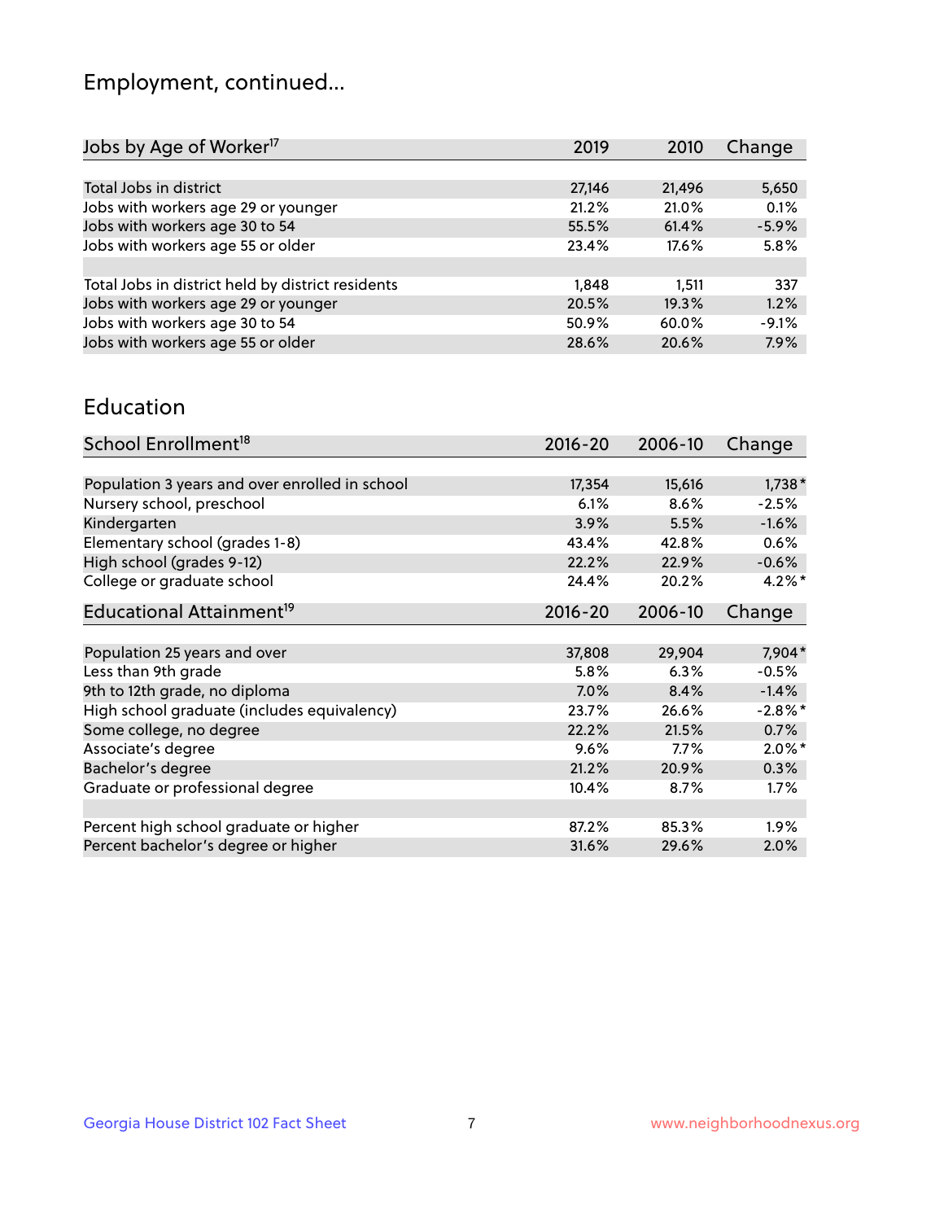## Employment, continued...

| Jobs by Age of Worker[17] | 2019 | 2010 | Change |
|---|---|---|---|
| Total Jobs in district | 27,146 | 21,496 | 5,650 |
| Jobs with workers age 29 or younger | 21.2% | 21.0% | 0.1% |
| Jobs with workers age 30 to 54 | 55.5% | 61.4% | -5.9% |
| Jobs with workers age 55 or older | 23.4% | 17.6% | 5.8% |
| | | | |
| Total Jobs in district held by district residents | 1,848 | 1,511 | 337 |
| Jobs with workers age 29 or younger | 20.5% | 19.3% | 1.2% |
| Jobs with workers age 30 to 54 | 50.9% | 60.0% | -9.1% |
| Jobs with workers age 55 or older | 28.6% | 20.6% | 7.9% |

## Education

| School Enrollment[18] | 2016-20 | 2006-10 | Change |
|---|---|---|---|
| Population 3 years and over enrolled in school | 17,354 | 15,616 | 1,738* |
| Nursery school, preschool | 6.1% | 8.6% | -2.5% |
| Kindergarten | 3.9% | 5.5% | -1.6% |
| Elementary school (grades 1-8) | 43.4% | 42.8% | 0.6% |
| High school (grades 9-12) | 22.2% | 22.9% | -0.6% |
| College or graduate school | 24.4% | 20.2% | 4.2%* |

| Educational Attainment[19] | 2016-20 | 2006-10 | Change |
|---|---|---|---|
| Population 25 years and over | 37,808 | 29,904 | 7,904* |
| Less than 9th grade | 5.8% | 6.3% | -0.5% |
| 9th to 12th grade, no diploma | 7.0% | 8.4% | -1.4% |
| High school graduate (includes equivalency) | 23.7% | 26.6% | -2.8%* |
| Some college, no degree | 22.2% | 21.5% | 0.7% |
| Associate's degree | 9.6% | 7.7% | 2.0%* |
| Bachelor's degree | 21.2% | 20.9% | 0.3% |
| Graduate or professional degree | 10.4% | 8.7% | 1.7% |
| | | | |
| Percent high school graduate or higher | 87.2% | 85.3% | 1.9% |
| Percent bachelor's degree or higher | 31.6% | 29.6% | 2.0% |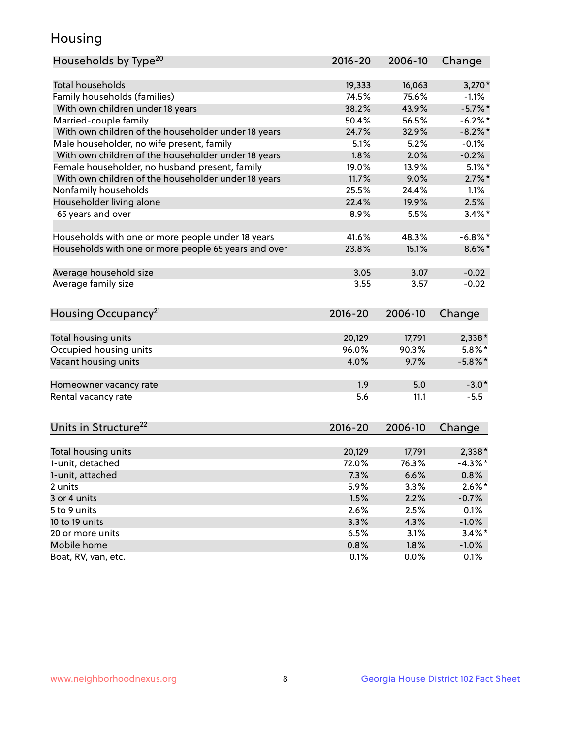# Housing

| Households by Type[20] | 2016-20 | 2006-10 | Change |
|---|---|---|---|
| Total households | 19,333 | 16,063 | 3,270* |
| Family households (families) | 74.5% | 75.6% | -1.1% |
| With own children under 18 years | 38.2% | 43.9% | -5.7%* |
| Married-couple family | 50.4% | 56.5% | -6.2%* |
| With own children of the householder under 18 years | 24.7% | 32.9% | -8.2%* |
| Male householder, no wife present, family | 5.1% | 5.2% | -0.1% |
| With own children of the householder under 18 years | 1.8% | 2.0% | -0.2% |
| Female householder, no husband present, family | 19.0% | 13.9% | 5.1%* |
| With own children of the householder under 18 years | 11.7% | 9.0% | 2.7%* |
| Nonfamily households | 25.5% | 24.4% | 1.1% |
| Householder living alone | 22.4% | 19.9% | 2.5% |
| 65 years and over | 8.9% | 5.5% | 3.4%* |
| | | | |
| Households with one or more people under 18 years | 41.6% | 48.3% | -6.8%* |
| Households with one or more people 65 years and over | 23.8% | 15.1% | 8.6%* |
| | | | |
| Average household size | 3.05 | 3.07 | -0.02 |
| Average family size | 3.55 | 3.57 | -0.02 |

| Housing Occupancy[21] | 2016-20 | 2006-10 | Change |
|---|---|---|---|
| Total housing units | 20,129 | 17,791 | 2,338* |
| Occupied housing units | 96.0% | 90.3% | 5.8%* |
| Vacant housing units | 4.0% | 9.7% | -5.8%* |
| | | | |
| Homeowner vacancy rate | 1.9 | 5.0 | -3.0* |
| Rental vacancy rate | 5.6 | 11.1 | -5.5 |

| Units in Structure[22] | 2016-20 | 2006-10 | Change |
|---|---|---|---|
| Total housing units | 20,129 | 17,791 | 2,338* |
| 1-unit, detached | 72.0% | 76.3% | -4.3%* |
| 1-unit, attached | 7.3% | 6.6% | 0.8% |
| 2 units | 5.9% | 3.3% | 2.6%* |
| 3 or 4 units | 1.5% | 2.2% | -0.7% |
| 5 to 9 units | 2.6% | 2.5% | 0.1% |
| 10 to 19 units | 3.3% | 4.3% | -1.0% |
| 20 or more units | 6.5% | 3.1% | 3.4%* |
| Mobile home | 0.8% | 1.8% | -1.0% |
| Boat, RV, van, etc. | 0.1% | 0.0% | 0.1% |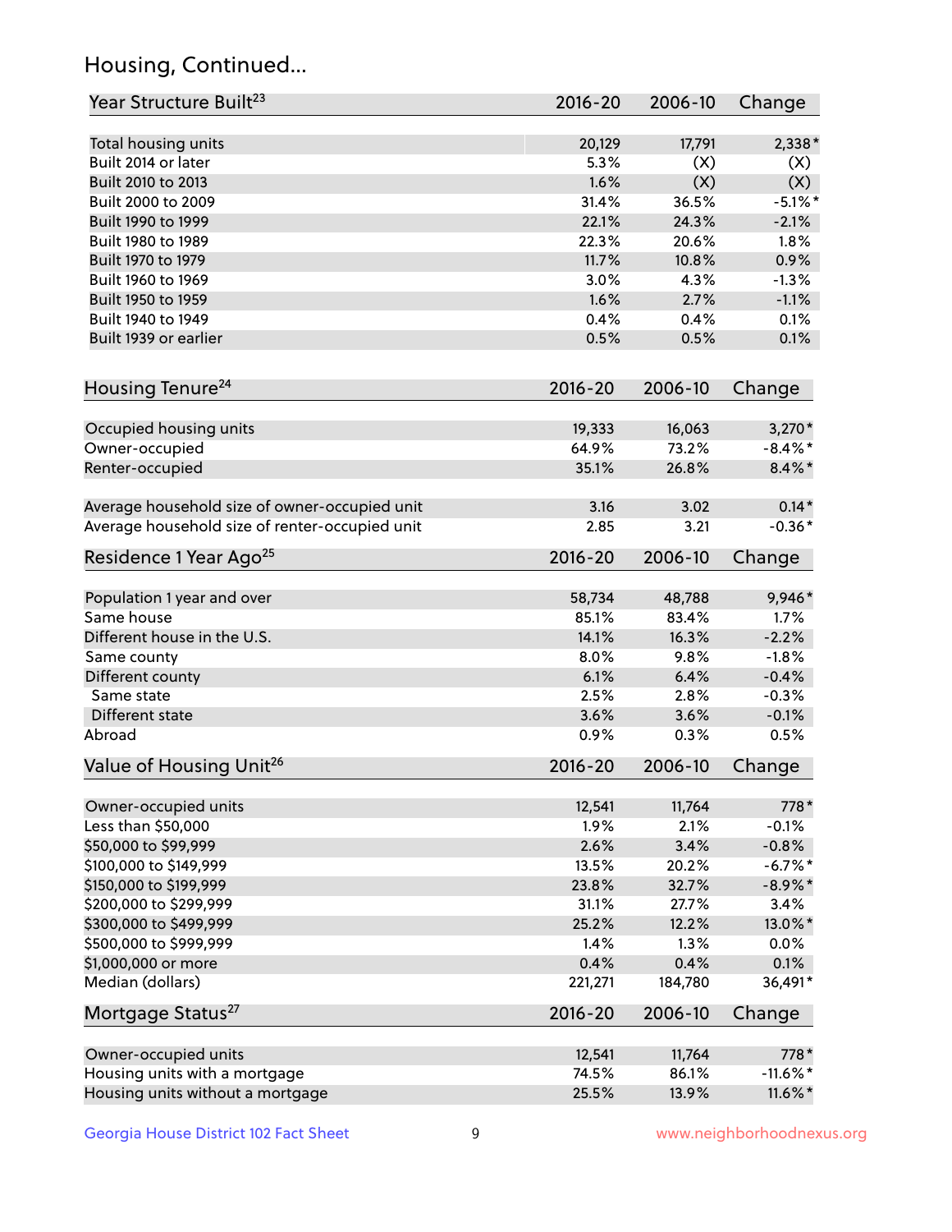## Housing, Continued...

| Year Structure Built[23] | 2016-20 | 2006-10 | Change |
|---|---|---|---|
| Total housing units | 20,129 | 17,791 | 2,338* |
| Built 2014 or later | 5.3% | (X) | (X) |
| Built 2010 to 2013 | 1.6% | (X) | (X) |
| Built 2000 to 2009 | 31.4% | 36.5% | -5.1%* |
| Built 1990 to 1999 | 22.1% | 24.3% | -2.1% |
| Built 1980 to 1989 | 22.3% | 20.6% | 1.8% |
| Built 1970 to 1979 | 11.7% | 10.8% | 0.9% |
| Built 1960 to 1969 | 3.0% | 4.3% | -1.3% |
| Built 1950 to 1959 | 1.6% | 2.7% | -1.1% |
| Built 1940 to 1949 | 0.4% | 0.4% | 0.1% |
| Built 1939 or earlier | 0.5% | 0.5% | 0.1% |

| Housing Tenure[24] | 2016-20 | 2006-10 | Change |
|---|---|---|---|
| Occupied housing units | 19,333 | 16,063 | 3,270* |
| Owner-occupied | 64.9% | 73.2% | -8.4%* |
| Renter-occupied | 35.1% | 26.8% | 8.4%* |
| Average household size of owner-occupied unit | 3.16 | 3.02 | 0.14* |
| Average household size of renter-occupied unit | 2.85 | 3.21 | -0.36* |

| Residence 1 Year Ago[25] | 2016-20 | 2006-10 | Change |
|---|---|---|---|
| Population 1 year and over | 58,734 | 48,788 | 9,946* |
| Same house | 85.1% | 83.4% | 1.7% |
| Different house in the U.S. | 14.1% | 16.3% | -2.2% |
| Same county | 8.0% | 9.8% | -1.8% |
| Different county | 6.1% | 6.4% | -0.4% |
| Same state | 2.5% | 2.8% | -0.3% |
| Different state | 3.6% | 3.6% | -0.1% |
| Abroad | 0.9% | 0.3% | 0.5% |

| Value of Housing Unit[26] | 2016-20 | 2006-10 | Change |
|---|---|---|---|
| Owner-occupied units | 12,541 | 11,764 | 778* |
| Less than $50,000 | 1.9% | 2.1% | -0.1% |
| $50,000 to $99,999 | 2.6% | 3.4% | -0.8% |
| $100,000 to $149,999 | 13.5% | 20.2% | -6.7%* |
| $150,000 to $199,999 | 23.8% | 32.7% | -8.9%* |
| $200,000 to $299,999 | 31.1% | 27.7% | 3.4% |
| $300,000 to $499,999 | 25.2% | 12.2% | 13.0%* |
| $500,000 to $999,999 | 1.4% | 1.3% | 0.0% |
| $1,000,000 or more | 0.4% | 0.4% | 0.1% |
| Median (dollars) | 221,271 | 184,780 | 36,491* |

| Mortgage Status[27] | 2016-20 | 2006-10 | Change |
|---|---|---|---|
| Owner-occupied units | 12,541 | 11,764 | 778* |
| Housing units with a mortgage | 74.5% | 86.1% | -11.6%* |
| Housing units without a mortgage | 25.5% | 13.9% | 11.6%* |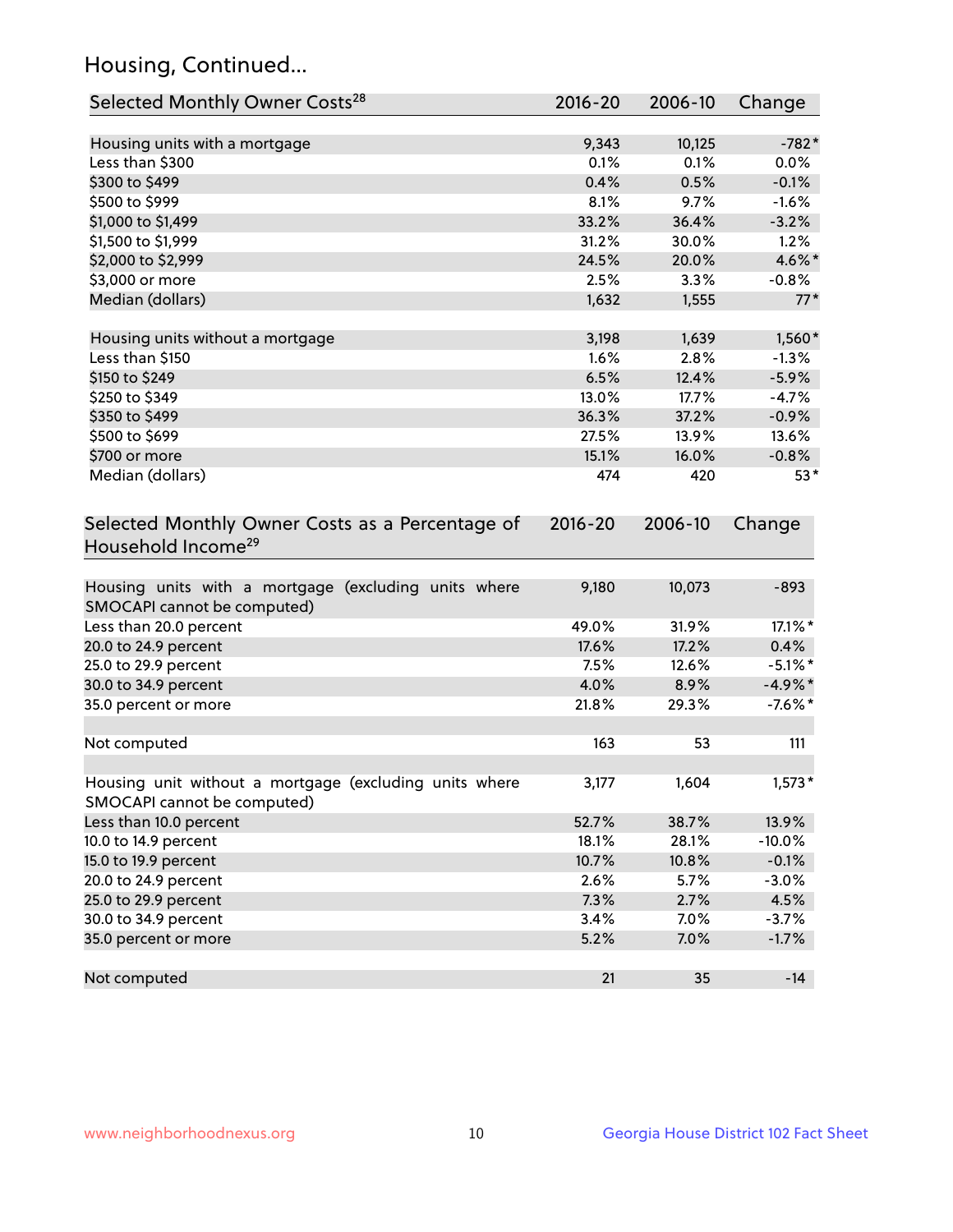## Housing, Continued...

| Selected Monthly Owner Costs[28] | 2016-20 | 2006-10 | Change |
|---|---|---|---|
| Housing units with a mortgage | 9,343 | 10,125 | -782* |
| Less than $300 | 0.1% | 0.1% | 0.0% |
| $300 to $499 | 0.4% | 0.5% | -0.1% |
| $500 to $999 | 8.1% | 9.7% | -1.6% |
| $1,000 to $1,499 | 33.2% | 36.4% | -3.2% |
| $1,500 to $1,999 | 31.2% | 30.0% | 1.2% |
| $2,000 to $2,999 | 24.5% | 20.0% | 4.6%* |
| $3,000 or more | 2.5% | 3.3% | -0.8% |
| Median (dollars) | 1,632 | 1,555 | 77* |
| | | | |
| Housing units without a mortgage | 3,198 | 1,639 | 1,560* |
| Less than $150 | 1.6% | 2.8% | -1.3% |
| $150 to $249 | 6.5% | 12.4% | -5.9% |
| $250 to $349 | 13.0% | 17.7% | -4.7% |
| $350 to $499 | 36.3% | 37.2% | -0.9% |
| $500 to $699 | 27.5% | 13.9% | 13.6% |
| $700 or more | 15.1% | 16.0% | -0.8% |
| Median (dollars) | 474 | 420 | 53* |

| Selected Monthly Owner Costs as a Percentage of Household Income[29] | 2016-20 | 2006-10 | Change |
|---|---|---|---|
| Housing units with a mortgage (excluding units where SMOCAPI cannot be computed) | 9,180 | 10,073 | -893 |
| Less than 20.0 percent | 49.0% | 31.9% | 17.1%* |
| 20.0 to 24.9 percent | 17.6% | 17.2% | 0.4% |
| 25.0 to 29.9 percent | 7.5% | 12.6% | -5.1%* |
| 30.0 to 34.9 percent | 4.0% | 8.9% | -4.9%* |
| 35.0 percent or more | 21.8% | 29.3% | -7.6%* |
| | | | |
| Not computed | 163 | 53 | 111 |
| | | | |
| Housing unit without a mortgage (excluding units where SMOCAPI cannot be computed) | 3,177 | 1,604 | 1,573* |
| Less than 10.0 percent | 52.7% | 38.7% | 13.9% |
| 10.0 to 14.9 percent | 18.1% | 28.1% | -10.0% |
| 15.0 to 19.9 percent | 10.7% | 10.8% | -0.1% |
| 20.0 to 24.9 percent | 2.6% | 5.7% | -3.0% |
| 25.0 to 29.9 percent | 7.3% | 2.7% | 4.5% |
| 30.0 to 34.9 percent | 3.4% | 7.0% | -3.7% |
| 35.0 percent or more | 5.2% | 7.0% | -1.7% |
| | | | |
| Not computed | 21 | 35 | -14 |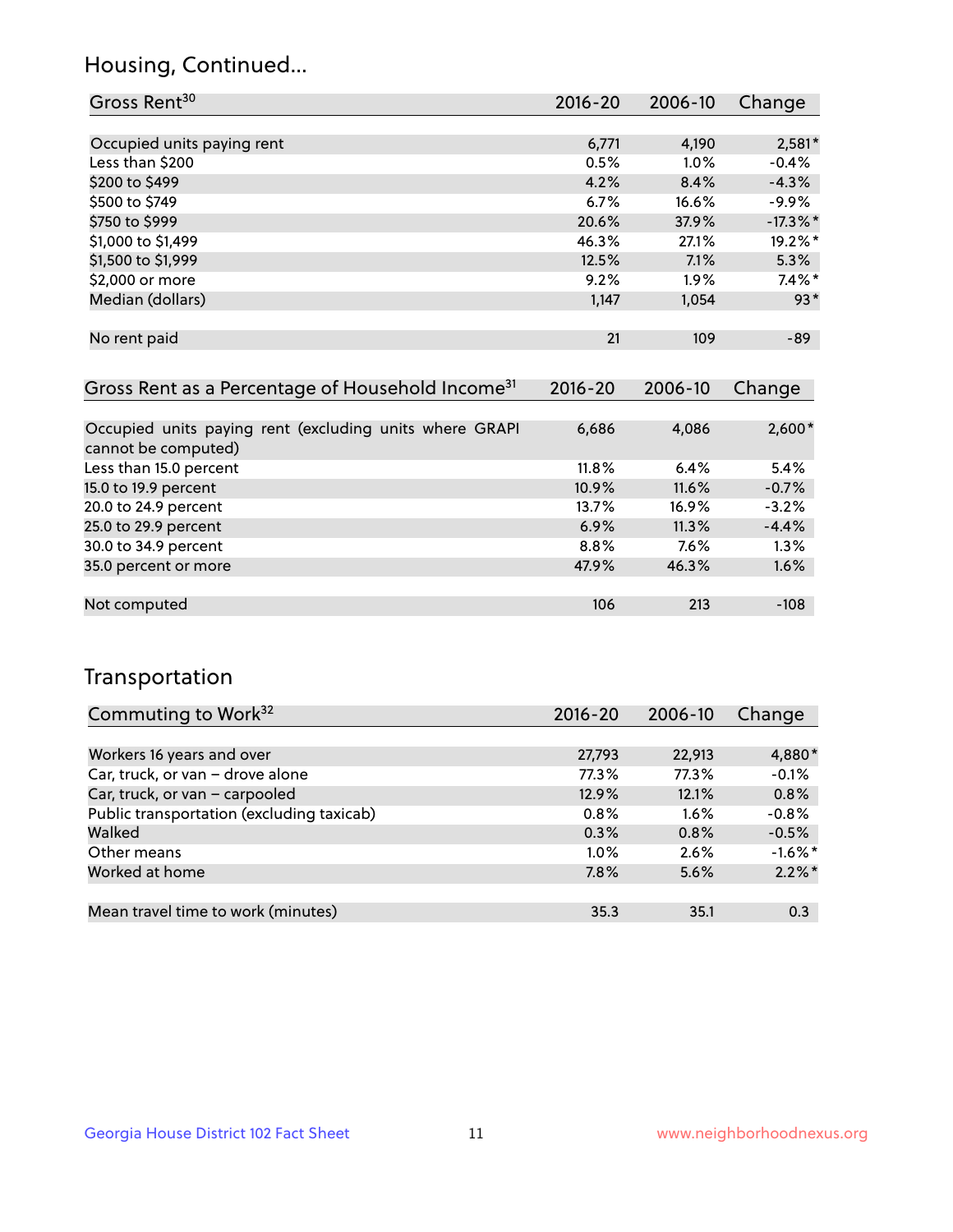## Housing, Continued...

| Gross Rent[30] | 2016-20 | 2006-10 | Change |
|---|---|---|---|
| Occupied units paying rent | 6,771 | 4,190 | 2,581* |
| Less than $200 | 0.5% | 1.0% | -0.4% |
| $200 to $499 | 4.2% | 8.4% | -4.3% |
| $500 to $749 | 6.7% | 16.6% | -9.9% |
| $750 to $999 | 20.6% | 37.9% | -17.3%* |
| $1,000 to $1,499 | 46.3% | 27.1% | 19.2%* |
| $1,500 to $1,999 | 12.5% | 7.1% | 5.3% |
| $2,000 or more | 9.2% | 1.9% | 7.4%* |
| Median (dollars) | 1,147 | 1,054 | 93* |
| No rent paid | 21 | 109 | -89 |

| Gross Rent as a Percentage of Household Income[31] | 2016-20 | 2006-10 | Change |
|---|---|---|---|
| Occupied units paying rent (excluding units where GRAPI cannot be computed) | 6,686 | 4,086 | 2,600* |
| Less than 15.0 percent | 11.8% | 6.4% | 5.4% |
| 15.0 to 19.9 percent | 10.9% | 11.6% | -0.7% |
| 20.0 to 24.9 percent | 13.7% | 16.9% | -3.2% |
| 25.0 to 29.9 percent | 6.9% | 11.3% | -4.4% |
| 30.0 to 34.9 percent | 8.8% | 7.6% | 1.3% |
| 35.0 percent or more | 47.9% | 46.3% | 1.6% |
| Not computed | 106 | 213 | -108 |

## Transportation

| Commuting to Work[32] | 2016-20 | 2006-10 | Change |
|---|---|---|---|
| Workers 16 years and over | 27,793 | 22,913 | 4,880* |
| Car, truck, or van – drove alone | 77.3% | 77.3% | -0.1% |
| Car, truck, or van – carpooled | 12.9% | 12.1% | 0.8% |
| Public transportation (excluding taxicab) | 0.8% | 1.6% | -0.8% |
| Walked | 0.3% | 0.8% | -0.5% |
| Other means | 1.0% | 2.6% | -1.6%* |
| Worked at home | 7.8% | 5.6% | 2.2%* |
| Mean travel time to work (minutes) | 35.3 | 35.1 | 0.3 |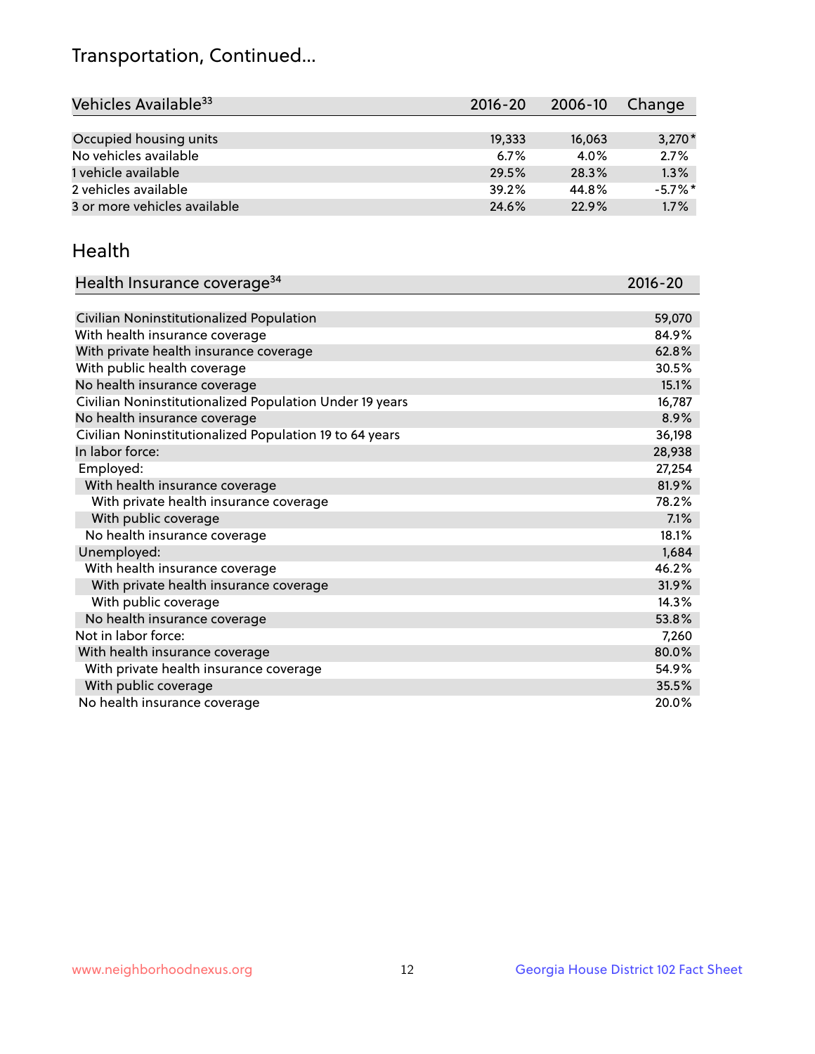# Transportation, Continued...

| Vehicles Available[33] | 2016-20 | 2006-10 | Change |
|---|---|---|---|
| Occupied housing units | 19,333 | 16,063 | 3,270* |
| No vehicles available | 6.7% | 4.0% | 2.7% |
| 1 vehicle available | 29.5% | 28.3% | 1.3% |
| 2 vehicles available | 39.2% | 44.8% | -5.7%* |
| 3 or more vehicles available | 24.6% | 22.9% | 1.7% |

## Health

| Health Insurance coverage[34] | 2016-20 |
|---|---|
| Civilian Noninstitutionalized Population | 59,070 |
| With health insurance coverage | 84.9% |
| With private health insurance coverage | 62.8% |
| With public health coverage | 30.5% |
| No health insurance coverage | 15.1% |
| Civilian Noninstitutionalized Population Under 19 years | 16,787 |
| No health insurance coverage | 8.9% |
| Civilian Noninstitutionalized Population 19 to 64 years | 36,198 |
| In labor force: | 28,938 |
| Employed: | 27,254 |
| With health insurance coverage | 81.9% |
| With private health insurance coverage | 78.2% |
| With public coverage | 7.1% |
| No health insurance coverage | 18.1% |
| Unemployed: | 1,684 |
| With health insurance coverage | 46.2% |
| With private health insurance coverage | 31.9% |
| With public coverage | 14.3% |
| No health insurance coverage | 53.8% |
| Not in labor force: | 7,260 |
| With health insurance coverage | 80.0% |
| With private health insurance coverage | 54.9% |
| With public coverage | 35.5% |
| No health insurance coverage | 20.0% |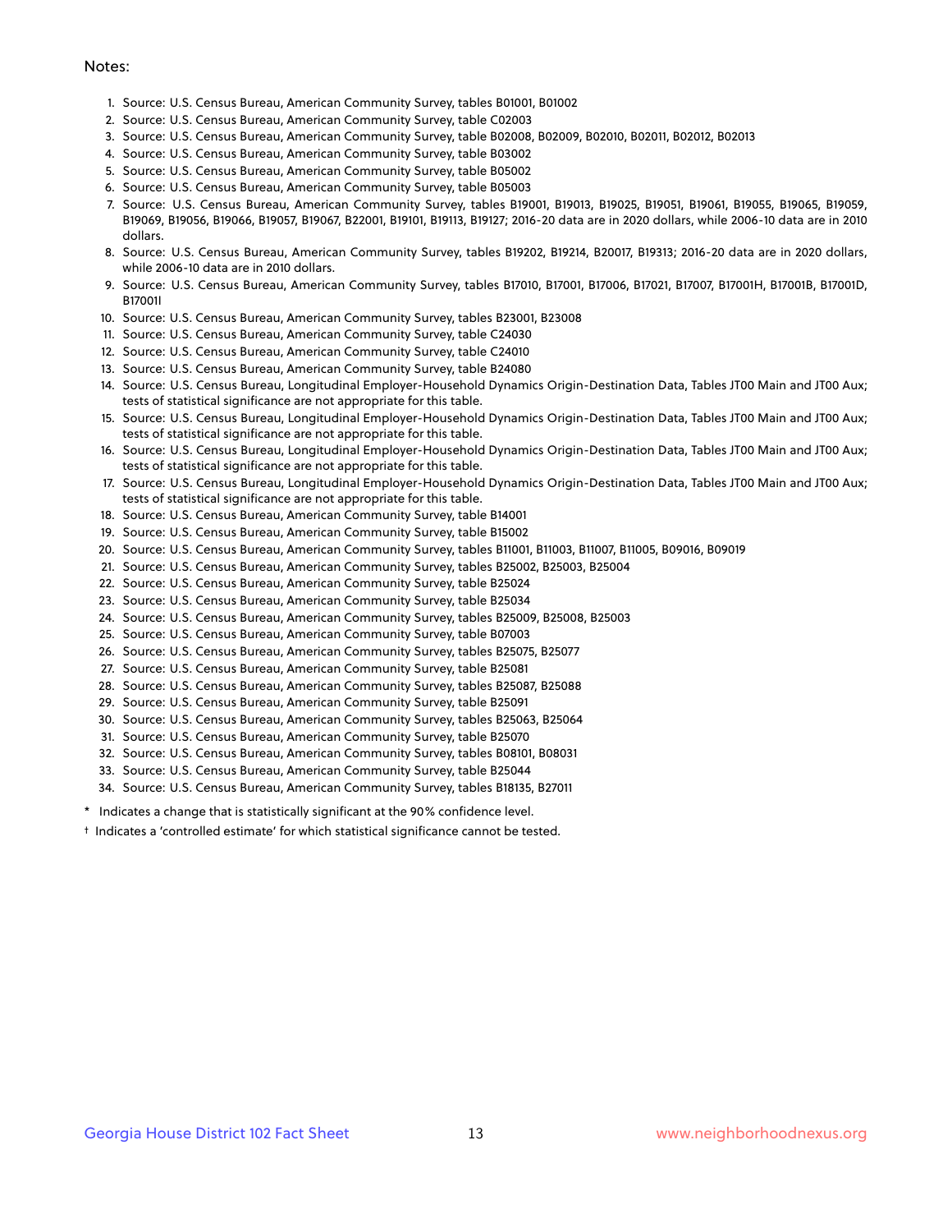Notes:

1. Source: U.S. Census Bureau, American Community Survey, tables B01001, B01002
2. Source: U.S. Census Bureau, American Community Survey, table C02003
3. Source: U.S. Census Bureau, American Community Survey, table B02008, B02009, B02010, B02011, B02012, B02013
4. Source: U.S. Census Bureau, American Community Survey, table B03002
5. Source: U.S. Census Bureau, American Community Survey, table B05002
6. Source: U.S. Census Bureau, American Community Survey, table B05003
7. Source: U.S. Census Bureau, American Community Survey, tables B19001, B19013, B19025, B19051, B19061, B19055, B19065, B19059, B19069, B19056, B19066, B19057, B19067, B22001, B19101, B19113, B19127; 2016-20 data are in 2020 dollars, while 2006-10 data are in 2010 dollars.
8. Source: U.S. Census Bureau, American Community Survey, tables B19202, B19214, B20017, B19313; 2016-20 data are in 2020 dollars, while 2006-10 data are in 2010 dollars.
9. Source: U.S. Census Bureau, American Community Survey, tables B17010, B17001, B17006, B17021, B17007, B17001H, B17001B, B17001D, B17001I
10. Source: U.S. Census Bureau, American Community Survey, tables B23001, B23008
11. Source: U.S. Census Bureau, American Community Survey, table C24030
12. Source: U.S. Census Bureau, American Community Survey, table C24010
13. Source: U.S. Census Bureau, American Community Survey, table B24080
14. Source: U.S. Census Bureau, Longitudinal Employer-Household Dynamics Origin-Destination Data, Tables JT00 Main and JT00 Aux; tests of statistical significance are not appropriate for this table.
15. Source: U.S. Census Bureau, Longitudinal Employer-Household Dynamics Origin-Destination Data, Tables JT00 Main and JT00 Aux; tests of statistical significance are not appropriate for this table.
16. Source: U.S. Census Bureau, Longitudinal Employer-Household Dynamics Origin-Destination Data, Tables JT00 Main and JT00 Aux; tests of statistical significance are not appropriate for this table.
17. Source: U.S. Census Bureau, Longitudinal Employer-Household Dynamics Origin-Destination Data, Tables JT00 Main and JT00 Aux; tests of statistical significance are not appropriate for this table.
18. Source: U.S. Census Bureau, American Community Survey, table B14001
19. Source: U.S. Census Bureau, American Community Survey, table B15002
20. Source: U.S. Census Bureau, American Community Survey, tables B11001, B11003, B11007, B11005, B09016, B09019
21. Source: U.S. Census Bureau, American Community Survey, tables B25002, B25003, B25004
22. Source: U.S. Census Bureau, American Community Survey, table B25024
23. Source: U.S. Census Bureau, American Community Survey, table B25034
24. Source: U.S. Census Bureau, American Community Survey, tables B25009, B25008, B25003
25. Source: U.S. Census Bureau, American Community Survey, table B07003
26. Source: U.S. Census Bureau, American Community Survey, tables B25075, B25077
27. Source: U.S. Census Bureau, American Community Survey, table B25081
28. Source: U.S. Census Bureau, American Community Survey, tables B25087, B25088
29. Source: U.S. Census Bureau, American Community Survey, table B25091
30. Source: U.S. Census Bureau, American Community Survey, tables B25063, B25064
31. Source: U.S. Census Bureau, American Community Survey, table B25070
32. Source: U.S. Census Bureau, American Community Survey, tables B08101, B08031
33. Source: U.S. Census Bureau, American Community Survey, table B25044
34. Source: U.S. Census Bureau, American Community Survey, tables B18135, B27011

\* Indicates a change that is statistically significant at the 90% confidence level.

† Indicates a 'controlled estimate' for which statistical significance cannot be tested.